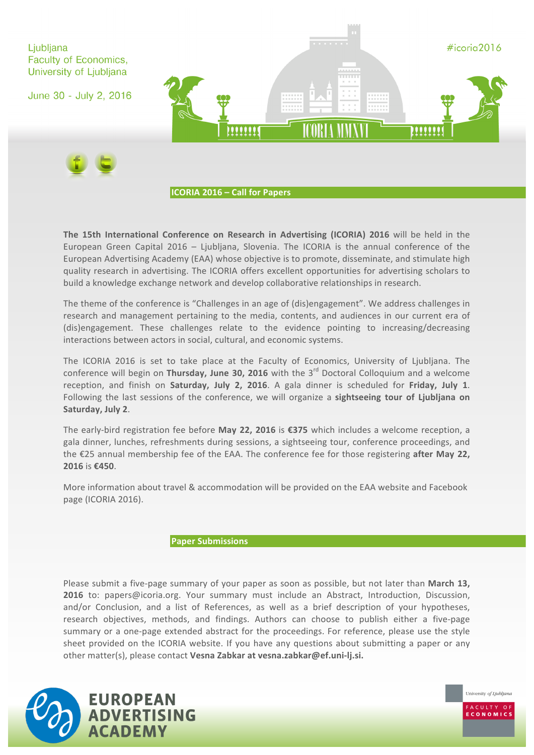Ljubljana
Faculty of Economics,
University of Ljubljana

June 30 - July 2, 2016

#icoria2016

ICORIA MMXVI

## ICORIA 2016 – Call for Papers

**The 15th International Conference on Research in Advertising (ICORIA) 2016** will be held in the European Green Capital 2016 – Ljubljana, Slovenia. The ICORIA is the annual conference of the European Advertising Academy (EAA) whose objective is to promote, disseminate, and stimulate high quality research in advertising. The ICORIA offers excellent opportunities for advertising scholars to build a knowledge exchange network and develop collaborative relationships in research.

The theme of the conference is "Challenges in an age of (dis)engagement". We address challenges in research and management pertaining to the media, contents, and audiences in our current era of (dis)engagement. These challenges relate to the evidence pointing to increasing/decreasing interactions between actors in social, cultural, and economic systems.

The ICORIA 2016 is set to take place at the Faculty of Economics, University of Ljubljana. The conference will begin on **Thursday, June 30, 2016** with the 3rd Doctoral Colloquium and a welcome reception, and finish on **Saturday, July 2, 2016**. A gala dinner is scheduled for **Friday, July 1**. Following the last sessions of the conference, we will organize a **sightseeing tour of Ljubljana on Saturday, July 2**.

The early-bird registration fee before **May 22, 2016** is **€375** which includes a welcome reception, a gala dinner, lunches, refreshments during sessions, a sightseeing tour, conference proceedings, and the €25 annual membership fee of the EAA. The conference fee for those registering **after May 22, 2016** is **€450**.

More information about travel & accommodation will be provided on the EAA website and Facebook page (ICORIA 2016).

## Paper Submissions

Please submit a five-page summary of your paper as soon as possible, but not later than **March 13, 2016** to: papers@icoria.org. Your summary must include an Abstract, Introduction, Discussion, and/or Conclusion, and a list of References, as well as a brief description of your hypotheses, research objectives, methods, and findings. Authors can choose to publish either a five-page summary or a one-page extended abstract for the proceedings. For reference, please use the style sheet provided on the ICORIA website. If you have any questions about submitting a paper or any other matter(s), please contact **Vesna Zabkar at vesna.zabkar@ef.uni-lj.si.**

EUROPEAN ADVERTISING ACADEMY

University of Ljubljana
FACULTY OF ECONOMICS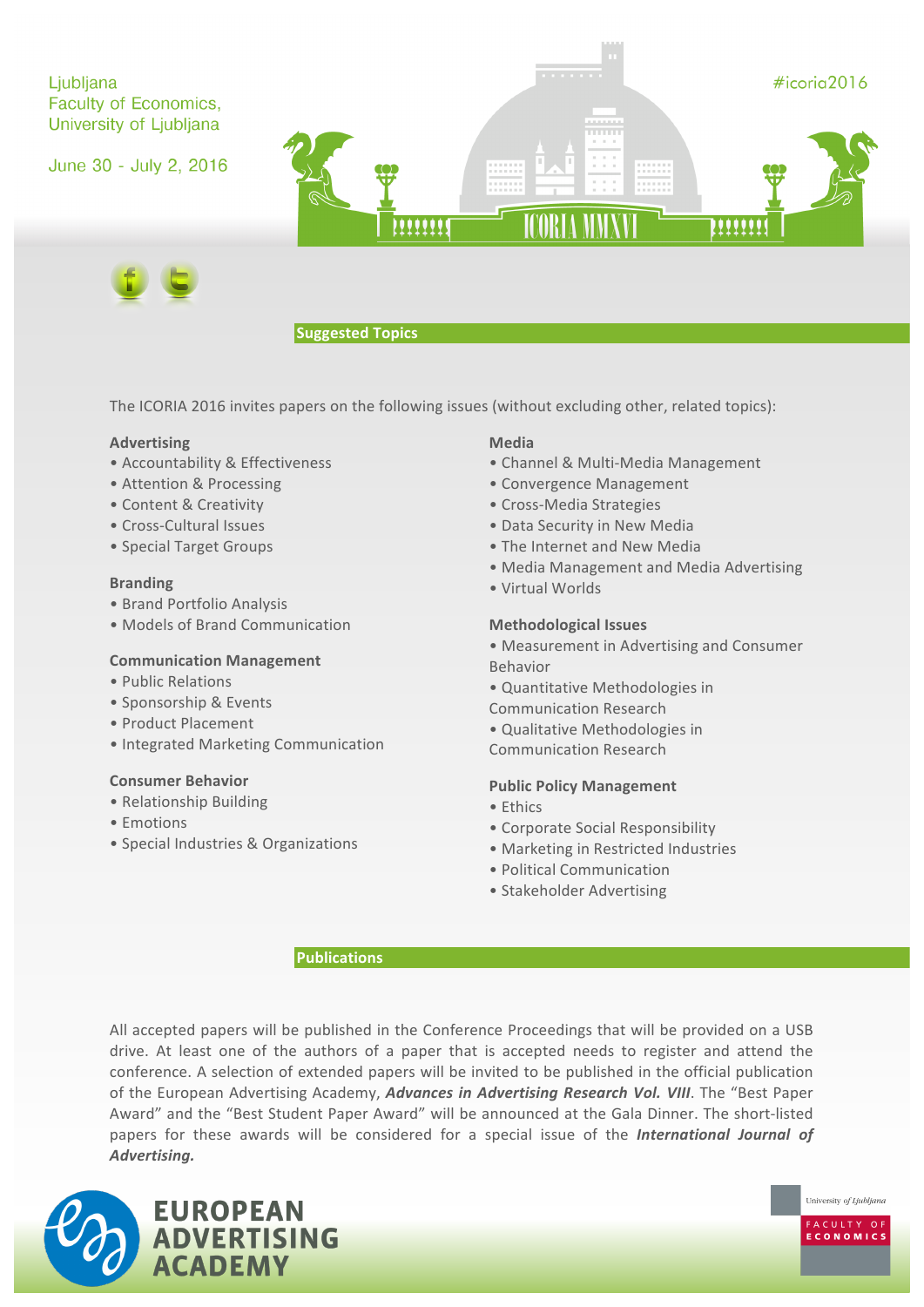Ljubljana
Faculty of Economics,
University of Ljubljana

June 30 - July 2, 2016

#icoria2016

## Suggested Topics

The ICORIA 2016 invites papers on the following issues (without excluding other, related topics):

**Advertising**
- Accountability & Effectiveness
- Attention & Processing
- Content & Creativity
- Cross-Cultural Issues
- Special Target Groups

**Branding**
- Brand Portfolio Analysis
- Models of Brand Communication

**Communication Management**
- Public Relations
- Sponsorship & Events
- Product Placement
- Integrated Marketing Communication

**Consumer Behavior**
- Relationship Building
- Emotions
- Special Industries & Organizations

**Media**
- Channel & Multi-Media Management
- Convergence Management
- Cross-Media Strategies
- Data Security in New Media
- The Internet and New Media
- Media Management and Media Advertising
- Virtual Worlds

**Methodological Issues**
- Measurement in Advertising and Consumer Behavior
- Quantitative Methodologies in Communication Research
- Qualitative Methodologies in Communication Research

**Public Policy Management**
- Ethics
- Corporate Social Responsibility
- Marketing in Restricted Industries
- Political Communication
- Stakeholder Advertising

## Publications

All accepted papers will be published in the Conference Proceedings that will be provided on a USB drive. At least one of the authors of a paper that is accepted needs to register and attend the conference. A selection of extended papers will be invited to be published in the official publication of the European Advertising Academy, ***Advances in Advertising Research Vol. VIII***. The "Best Paper Award" and the "Best Student Paper Award" will be announced at the Gala Dinner. The short-listed papers for these awards will be considered for a special issue of the ***International Journal of Advertising.***

EUROPEAN ADVERTISING ACADEMY

University of Ljubljana
FACULTY OF ECONOMICS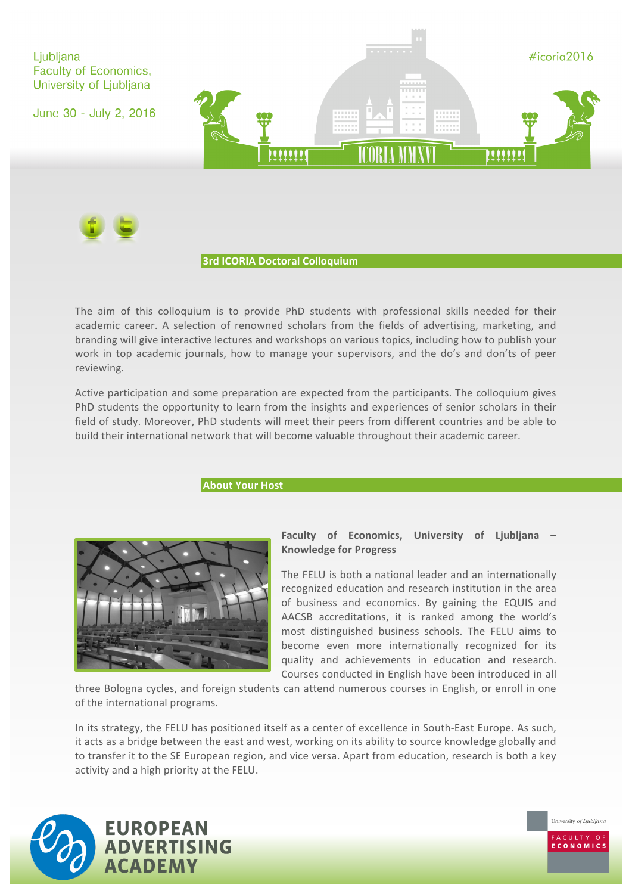Ljubljana
Faculty of Economics,
University of Ljubljana

June 30 - July 2, 2016

#icoria2016

## 3rd ICORIA Doctoral Colloquium

The aim of this colloquium is to provide PhD students with professional skills needed for their academic career. A selection of renowned scholars from the fields of advertising, marketing, and branding will give interactive lectures and workshops on various topics, including how to publish your work in top academic journals, how to manage your supervisors, and the do's and don'ts of peer reviewing.

Active participation and some preparation are expected from the participants. The colloquium gives PhD students the opportunity to learn from the insights and experiences of senior scholars in their field of study. Moreover, PhD students will meet their peers from different countries and be able to build their international network that will become valuable throughout their academic career.

## About Your Host

**Faculty of Economics, University of Ljubljana – Knowledge for Progress**

The FELU is both a national leader and an internationally recognized education and research institution in the area of business and economics. By gaining the EQUIS and AACSB accreditations, it is ranked among the world's most distinguished business schools. The FELU aims to become even more internationally recognized for its quality and achievements in education and research. Courses conducted in English have been introduced in all three Bologna cycles, and foreign students can attend numerous courses in English, or enroll in one of the international programs.

In its strategy, the FELU has positioned itself as a center of excellence in South-East Europe. As such, it acts as a bridge between the east and west, working on its ability to source knowledge globally and to transfer it to the SE European region, and vice versa. Apart from education, research is both a key activity and a high priority at the FELU.

EUROPEAN ADVERTISING ACADEMY

University of Ljubljana
FACULTY OF ECONOMICS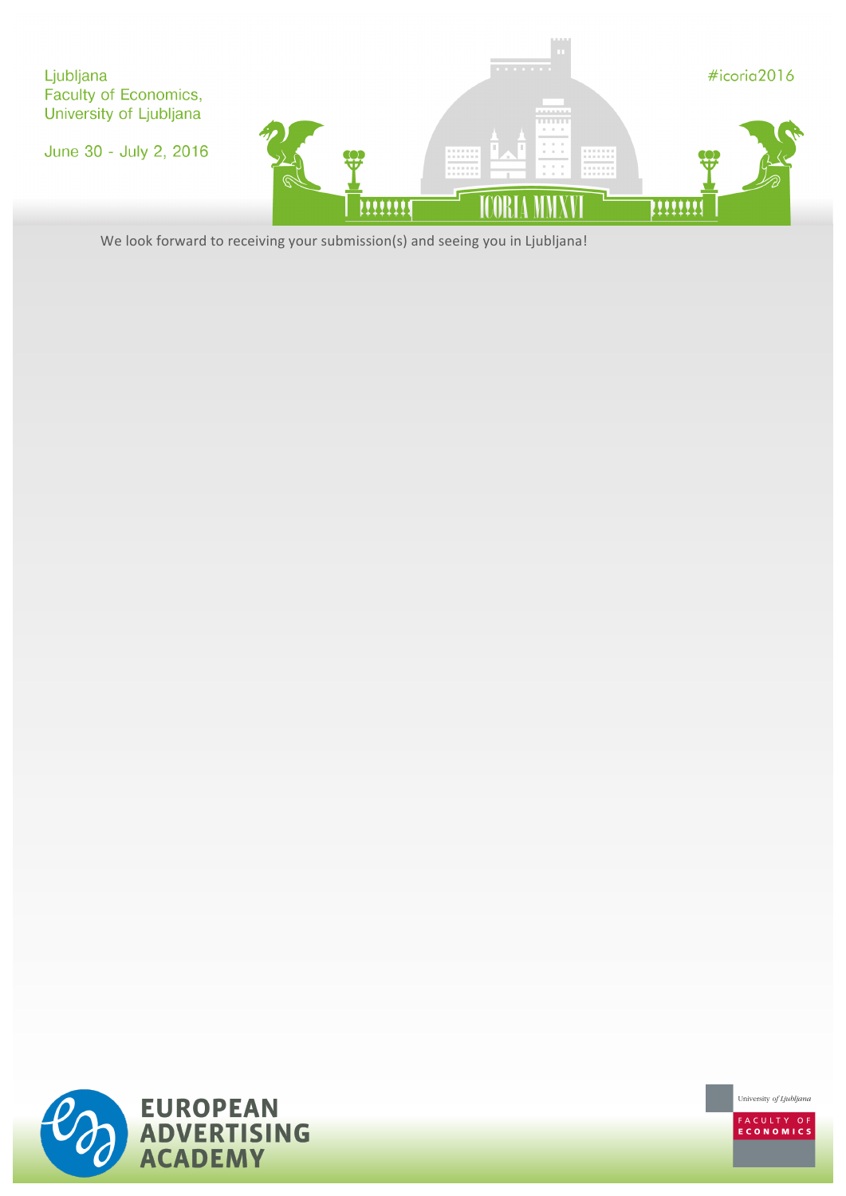We look forward to receiving your submission(s) and seeing you in Ljubljana!